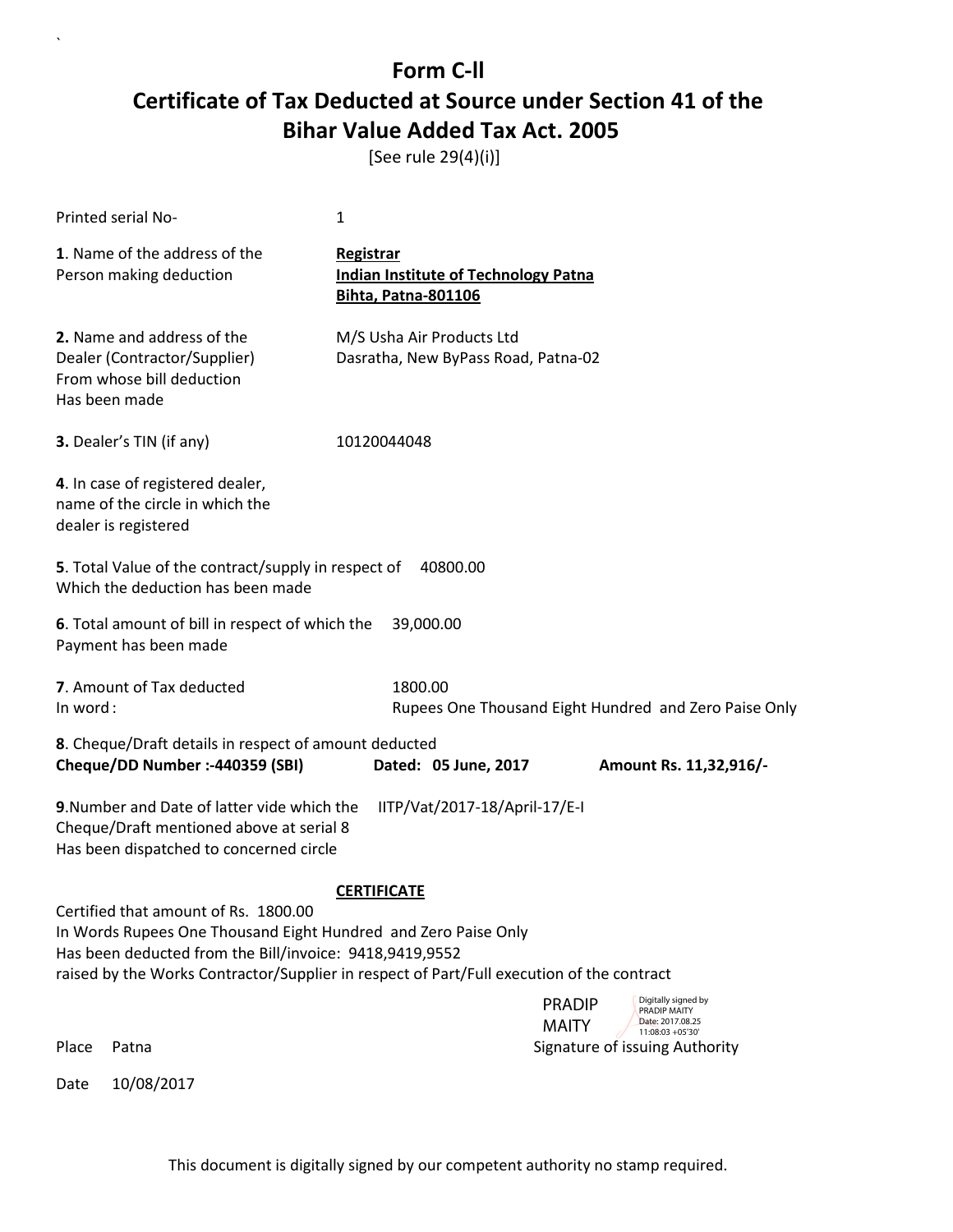# Form C-ll

# Certificate of Tax Deducted at Source under Section 41 of the Bihar Value Added Tax Act. 2005

[See rule 29(4)(i)]

Printed serial No- 1

**1**. Name of the address of the Person making deduction

**Registrar**
**Indian Institute of Technology Patna**
**Bihta, Patna-801106**

**2.** Name and address of the Dealer (Contractor/Supplier) From whose bill deduction Has been made

M/S Usha Air Products Ltd
Dasratha, New ByPass Road, Patna-02

**3.** Dealer's TIN (if any) 10120044048

**4**. In case of registered dealer, name of the circle in which the dealer is registered

**5**. Total Value of the contract/supply in respect of Which the deduction has been made 40800.00

**6**. Total amount of bill in respect of which the Payment has been made 39,000.00

**7**. Amount of Tax deducted 1800.00
In word : Rupees One Thousand Eight Hundred and Zero Paise Only

**8**. Cheque/Draft details in respect of amount deducted
**Cheque/DD Number :-440359 (SBI)** **Dated: 05 June, 2017** **Amount Rs. 11,32,916/-**

**9**.Number and Date of latter vide which the Cheque/Draft mentioned above at serial 8 Has been dispatched to concerned circle IITP/Vat/2017-18/April-17/E-I

**CERTIFICATE**

Certified that amount of Rs. 1800.00
In Words Rupees One Thousand Eight Hundred and Zero Paise Only
Has been deducted from the Bill/invoice: 9418,9419,9552
raised by the Works Contractor/Supplier in respect of Part/Full execution of the contract

PRADIP MAITY
Digitally signed by PRADIP MAITY
Date: 2017.08.25 11:08:03 +05'30'

Place Patna Signature of issuing Authority

Date 10/08/2017

This document is digitally signed by our competent authority no stamp required.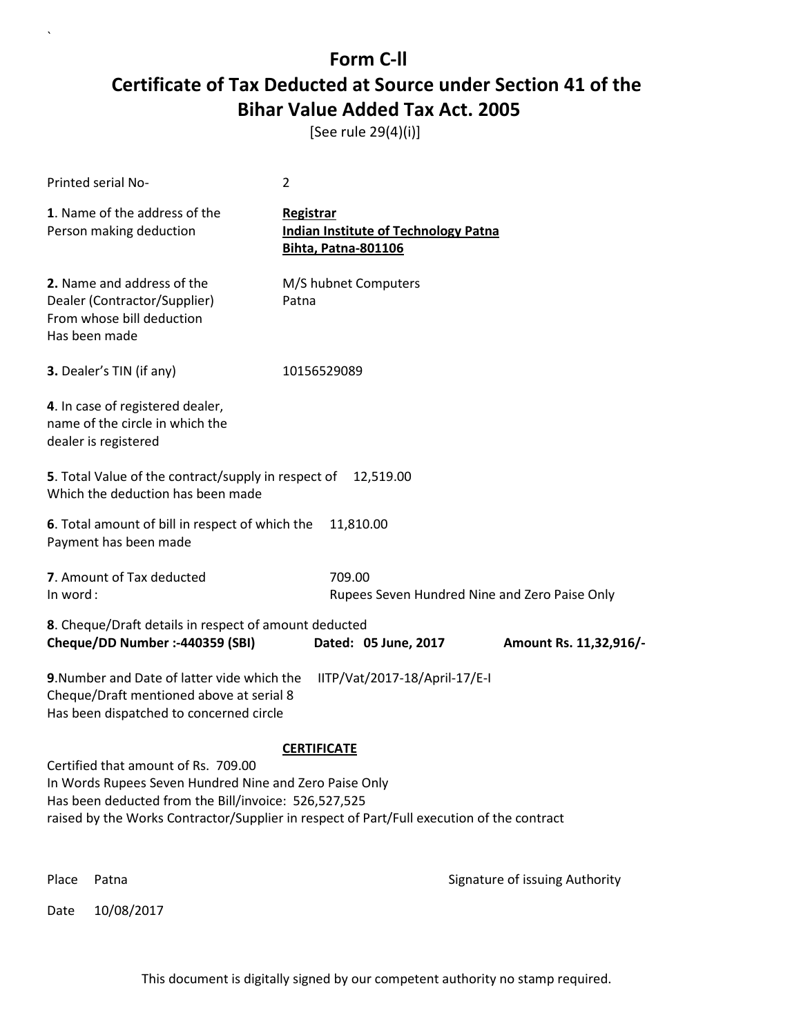# Form C-ll

# Certificate of Tax Deducted at Source under Section 41 of the Bihar Value Added Tax Act. 2005

[See rule 29(4)(i)]

Printed serial No- 2

**1**. Name of the address of the Person making deduction

**Registrar**
**Indian Institute of Technology Patna**
**Bihta, Patna-801106**

**2.** Name and address of the Dealer (Contractor/Supplier) From whose bill deduction Has been made

M/S hubnet Computers
Patna

**3.** Dealer's TIN (if any) 10156529089

**4**. In case of registered dealer, name of the circle in which the dealer is registered

**5**. Total Value of the contract/supply in respect of Which the deduction has been made 12,519.00

**6**. Total amount of bill in respect of which the Payment has been made 11,810.00

**7**. Amount of Tax deducted 709.00
In word : Rupees Seven Hundred Nine and Zero Paise Only

**8**. Cheque/Draft details in respect of amount deducted
**Cheque/DD Number :-440359 (SBI)** **Dated: 05 June, 2017** **Amount Rs. 11,32,916/-**

**9**.Number and Date of latter vide which the Cheque/Draft mentioned above at serial 8 Has been dispatched to concerned circle IITP/Vat/2017-18/April-17/E-I

**CERTIFICATE**

Certified that amount of Rs. 709.00
In Words Rupees Seven Hundred Nine and Zero Paise Only
Has been deducted from the Bill/invoice: 526,527,525
raised by the Works Contractor/Supplier in respect of Part/Full execution of the contract

Place Patna

Signature of issuing Authority

Date 10/08/2017

This document is digitally signed by our competent authority no stamp required.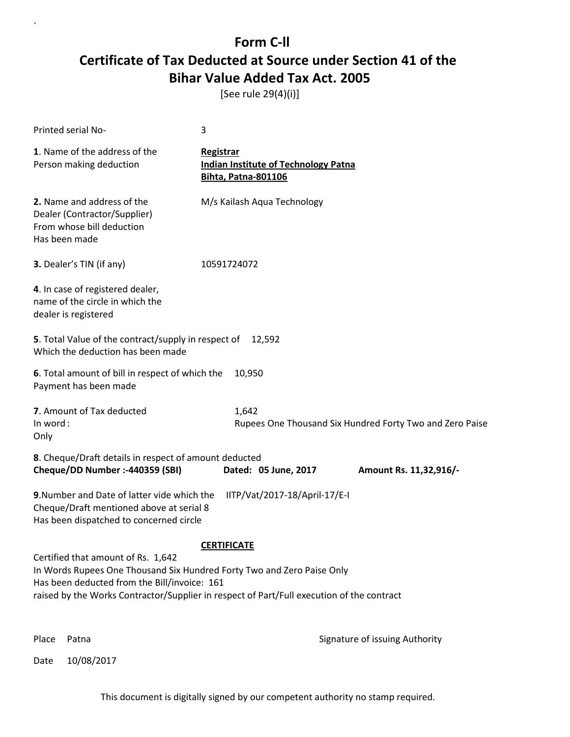# Form C-II

# Certificate of Tax Deducted at Source under Section 41 of the Bihar Value Added Tax Act. 2005

[See rule 29(4)(i)]

Printed serial No- 3

**1**. Name of the address of the Person making deduction

**Registrar**
**Indian Institute of Technology Patna**
**Bihta, Patna-801106**

**2.** Name and address of the Dealer (Contractor/Supplier) From whose bill deduction Has been made

M/s Kailash Aqua Technology

**3.** Dealer's TIN (if any) 10591724072

**4**. In case of registered dealer, name of the circle in which the dealer is registered

**5**. Total Value of the contract/supply in respect of Which the deduction has been made 12,592

**6**. Total amount of bill in respect of which the Payment has been made 10,950

**7**. Amount of Tax deducted 1,642
In word : Rupees One Thousand Six Hundred Forty Two and Zero Paise Only

**8**. Cheque/Draft details in respect of amount deducted
**Cheque/DD Number :-440359 (SBI)** **Dated: 05 June, 2017** **Amount Rs. 11,32,916/-**

**9**.Number and Date of latter vide which the Cheque/Draft mentioned above at serial 8 Has been dispatched to concerned circle IITP/Vat/2017-18/April-17/E-I

**CERTIFICATE**

Certified that amount of Rs. 1,642
In Words Rupees One Thousand Six Hundred Forty Two and Zero Paise Only
Has been deducted from the Bill/invoice: 161
raised by the Works Contractor/Supplier in respect of Part/Full execution of the contract

Place Patna

Signature of issuing Authority

Date 10/08/2017

This document is digitally signed by our competent authority no stamp required.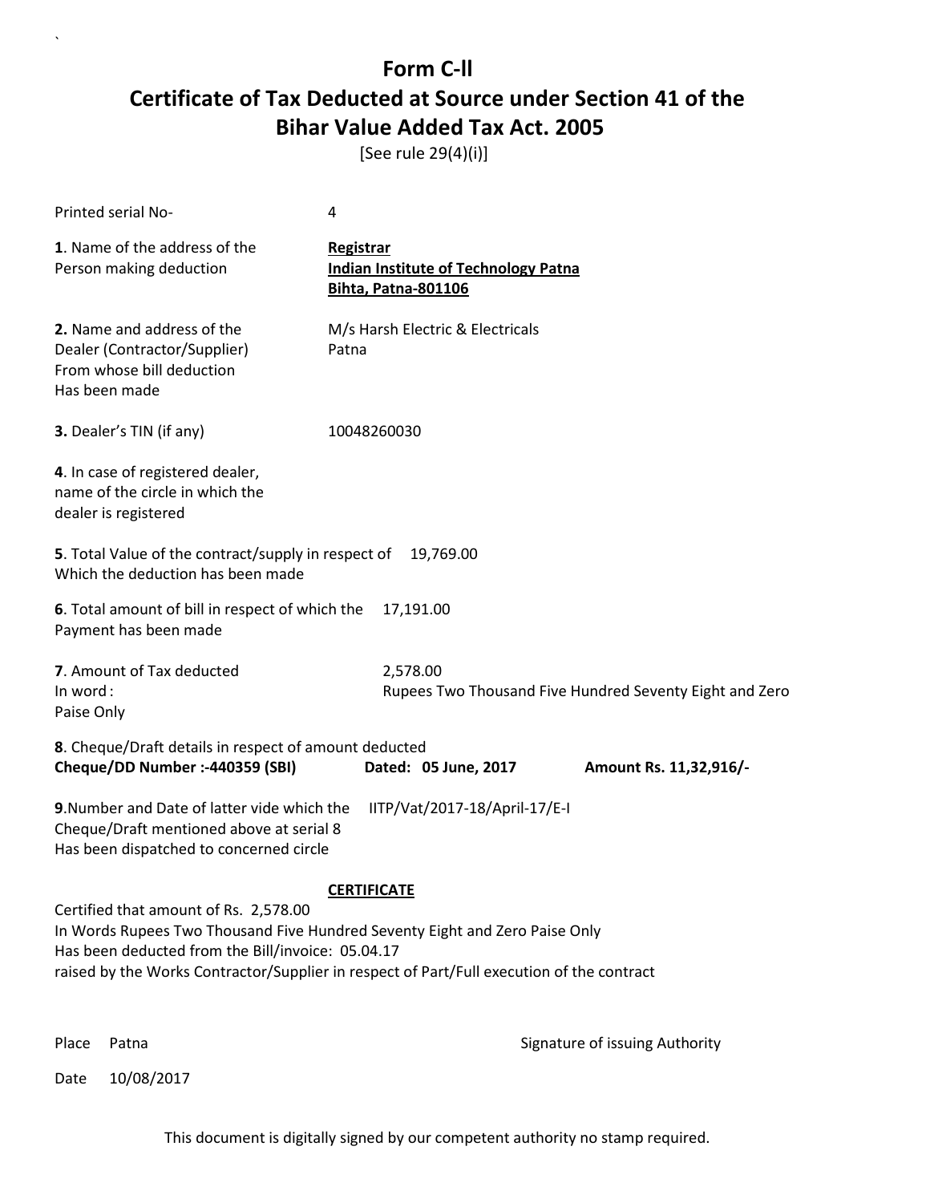# Form C-ll

## Certificate of Tax Deducted at Source under Section 41 of the Bihar Value Added Tax Act. 2005

[See rule 29(4)(i)]

Printed serial No- 4

**1**. Name of the address of the Person making deduction

**Registrar**
**Indian Institute of Technology Patna**
**Bihta, Patna-801106**

**2.** Name and address of the Dealer (Contractor/Supplier) From whose bill deduction Has been made

M/s Harsh Electric & Electricals
Patna

**3.** Dealer's TIN (if any) 10048260030

**4**. In case of registered dealer, name of the circle in which the dealer is registered

**5**. Total Value of the contract/supply in respect of Which the deduction has been made 19,769.00

**6**. Total amount of bill in respect of which the Payment has been made 17,191.00

**7**. Amount of Tax deducted 2,578.00
In word : Rupees Two Thousand Five Hundred Seventy Eight and Zero Paise Only

**8**. Cheque/Draft details in respect of amount deducted
**Cheque/DD Number :-440359 (SBI)** **Dated: 05 June, 2017** **Amount Rs. 11,32,916/-**

**9**.Number and Date of latter vide which the Cheque/Draft mentioned above at serial 8 Has been dispatched to concerned circle IITP/Vat/2017-18/April-17/E-I

**CERTIFICATE**

Certified that amount of Rs. 2,578.00
In Words Rupees Two Thousand Five Hundred Seventy Eight and Zero Paise Only
Has been deducted from the Bill/invoice: 05.04.17
raised by the Works Contractor/Supplier in respect of Part/Full execution of the contract

Place Patna

Signature of issuing Authority

Date 10/08/2017

This document is digitally signed by our competent authority no stamp required.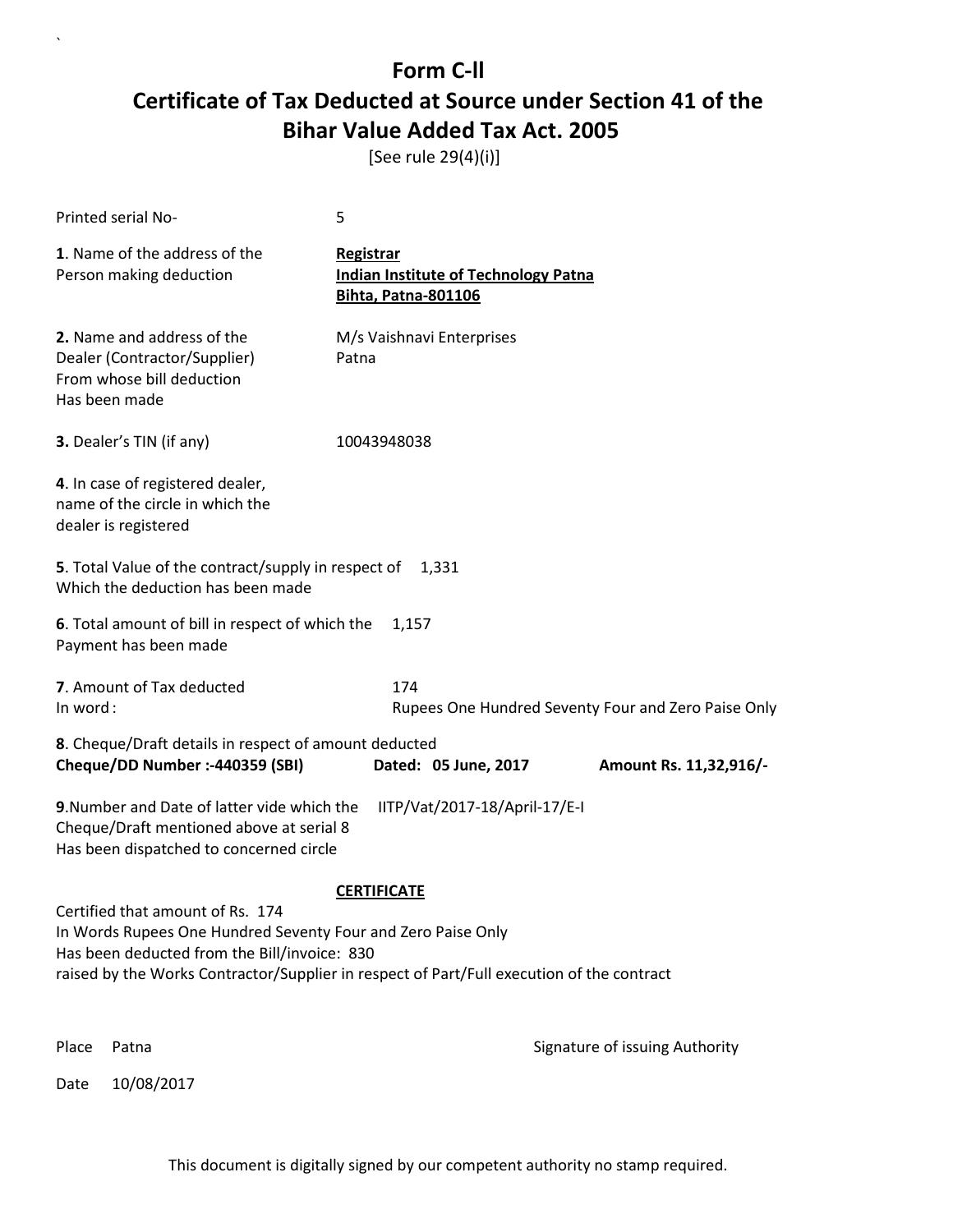# Form C-ll

# Certificate of Tax Deducted at Source under Section 41 of the Bihar Value Added Tax Act. 2005

[See rule 29(4)(i)]

Printed serial No- 5

**1**. Name of the address of the Person making deduction

**Registrar**
**Indian Institute of Technology Patna**
**Bihta, Patna-801106**

**2.** Name and address of the Dealer (Contractor/Supplier) From whose bill deduction Has been made

M/s Vaishnavi Enterprises
Patna

**3.** Dealer's TIN (if any) 10043948038

**4**. In case of registered dealer, name of the circle in which the dealer is registered

**5**. Total Value of the contract/supply in respect of Which the deduction has been made 1,331

**6**. Total amount of bill in respect of which the Payment has been made 1,157

**7**. Amount of Tax deducted 174
In word : Rupees One Hundred Seventy Four and Zero Paise Only

**8**. Cheque/Draft details in respect of amount deducted
**Cheque/DD Number :-440359 (SBI)** **Dated: 05 June, 2017** **Amount Rs. 11,32,916/-**

**9**.Number and Date of latter vide which the Cheque/Draft mentioned above at serial 8 Has been dispatched to concerned circle IITP/Vat/2017-18/April-17/E-I

**CERTIFICATE**

Certified that amount of Rs. 174
In Words Rupees One Hundred Seventy Four and Zero Paise Only
Has been deducted from the Bill/invoice: 830
raised by the Works Contractor/Supplier in respect of Part/Full execution of the contract

Place Patna

Signature of issuing Authority

Date 10/08/2017

This document is digitally signed by our competent authority no stamp required.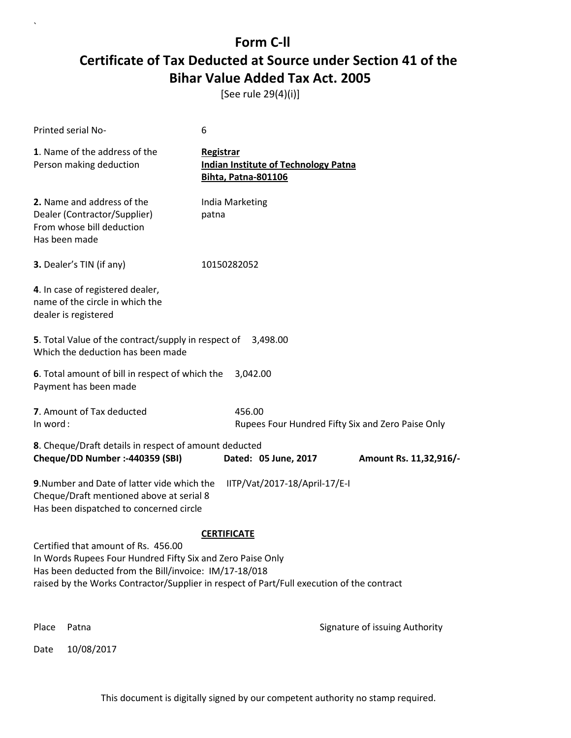# Form C-ll

# Certificate of Tax Deducted at Source under Section 41 of the Bihar Value Added Tax Act. 2005

[See rule 29(4)(i)]

Printed serial No- 6

**1**. Name of the address of the Person making deduction

**Registrar**
**Indian Institute of Technology Patna**
**Bihta, Patna-801106**

**2.** Name and address of the Dealer (Contractor/Supplier) From whose bill deduction Has been made

India Marketing
patna

**3.** Dealer's TIN (if any) 10150282052

**4**. In case of registered dealer, name of the circle in which the dealer is registered

**5**. Total Value of the contract/supply in respect of Which the deduction has been made 3,498.00

**6**. Total amount of bill in respect of which the Payment has been made 3,042.00

**7**. Amount of Tax deducted 456.00
In word : Rupees Four Hundred Fifty Six and Zero Paise Only

**8**. Cheque/Draft details in respect of amount deducted
**Cheque/DD Number :-440359 (SBI)** **Dated: 05 June, 2017** **Amount Rs. 11,32,916/-**

**9**.Number and Date of latter vide which the Cheque/Draft mentioned above at serial 8 Has been dispatched to concerned circle IITP/Vat/2017-18/April-17/E-I

**CERTIFICATE**

Certified that amount of Rs. 456.00
In Words Rupees Four Hundred Fifty Six and Zero Paise Only
Has been deducted from the Bill/invoice: IM/17-18/018
raised by the Works Contractor/Supplier in respect of Part/Full execution of the contract

Place Patna

Signature of issuing Authority

Date 10/08/2017

This document is digitally signed by our competent authority no stamp required.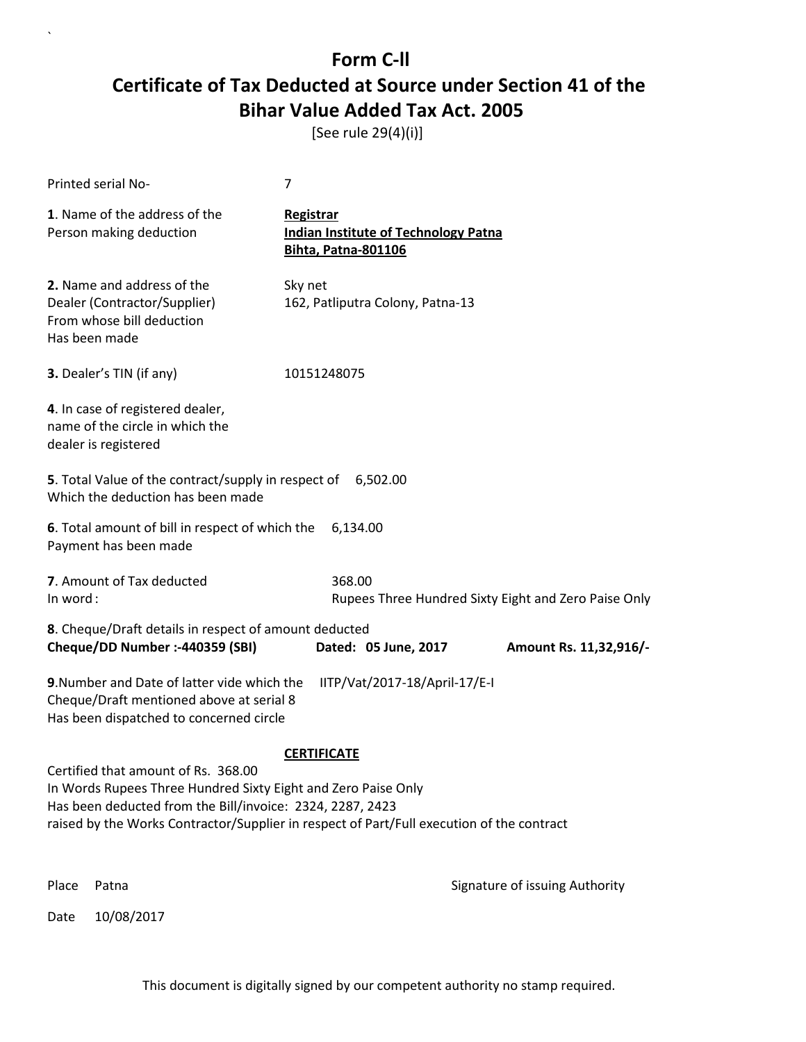# Form C-ll

## Certificate of Tax Deducted at Source under Section 41 of the Bihar Value Added Tax Act. 2005

[See rule 29(4)(i)]

Printed serial No- 7

**1**. Name of the address of the Person making deduction

**Registrar**
**Indian Institute of Technology Patna**
**Bihta, Patna-801106**

**2.** Name and address of the Dealer (Contractor/Supplier) From whose bill deduction Has been made

Sky net
162, Patliputra Colony, Patna-13

**3.** Dealer's TIN (if any) 10151248075

**4**. In case of registered dealer, name of the circle in which the dealer is registered

**5**. Total Value of the contract/supply in respect of Which the deduction has been made 6,502.00

**6**. Total amount of bill in respect of which the Payment has been made 6,134.00

**7**. Amount of Tax deducted 368.00
In word : Rupees Three Hundred Sixty Eight and Zero Paise Only

**8**. Cheque/Draft details in respect of amount deducted
**Cheque/DD Number :-440359 (SBI)** **Dated: 05 June, 2017** **Amount Rs. 11,32,916/-**

**9**.Number and Date of latter vide which the Cheque/Draft mentioned above at serial 8 Has been dispatched to concerned circle IITP/Vat/2017-18/April-17/E-I

**CERTIFICATE**

Certified that amount of Rs. 368.00
In Words Rupees Three Hundred Sixty Eight and Zero Paise Only
Has been deducted from the Bill/invoice: 2324, 2287, 2423
raised by the Works Contractor/Supplier in respect of Part/Full execution of the contract

Place Patna

Signature of issuing Authority

Date 10/08/2017

This document is digitally signed by our competent authority no stamp required.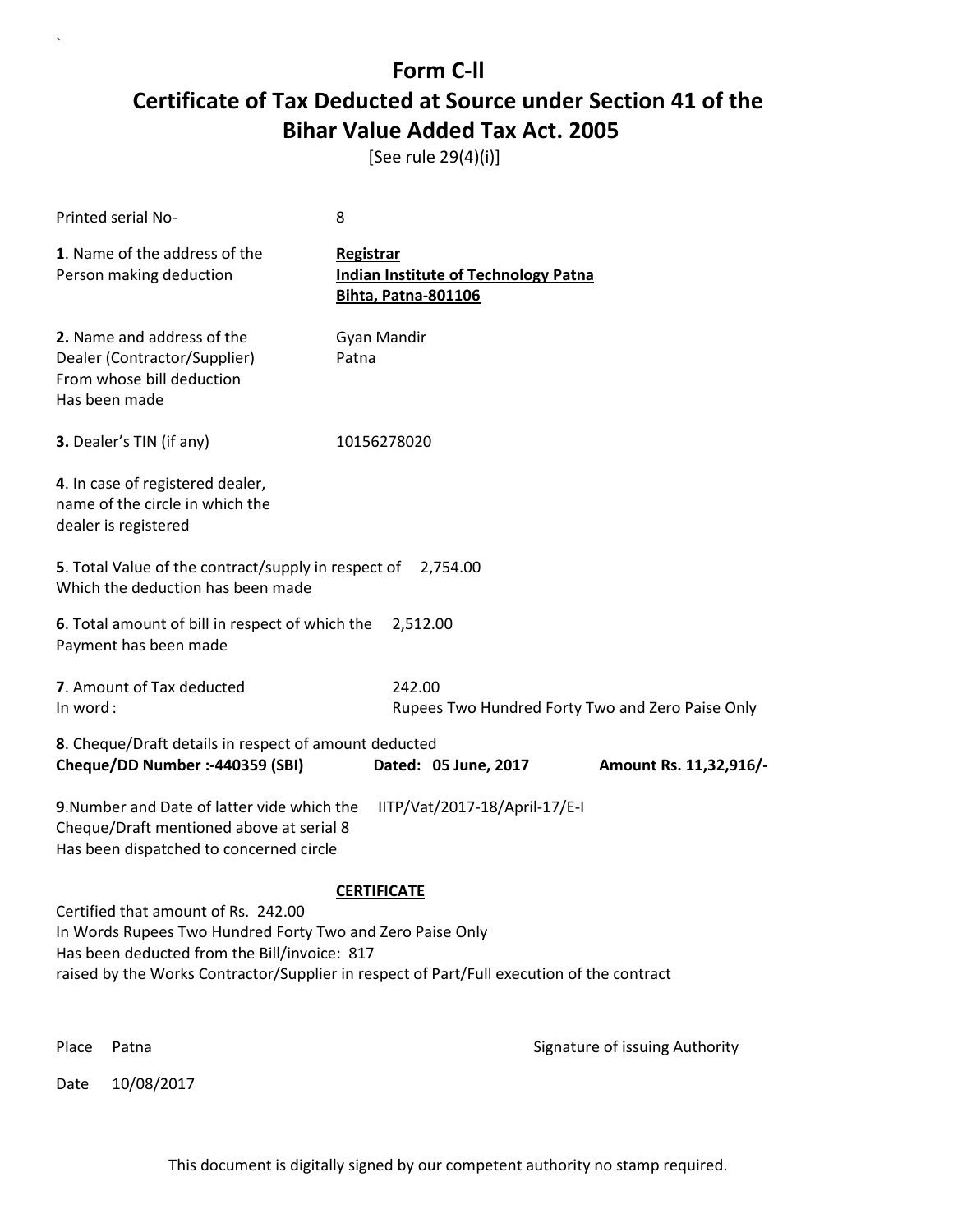# Form C-ll

## Certificate of Tax Deducted at Source under Section 41 of the Bihar Value Added Tax Act. 2005

[See rule 29(4)(i)]

Printed serial No- 8

**1**. Name of the address of the Person making deduction

**Registrar**
**Indian Institute of Technology Patna**
**Bihta, Patna-801106**

**2.** Name and address of the Dealer (Contractor/Supplier) From whose bill deduction Has been made

Gyan Mandir
Patna

**3.** Dealer's TIN (if any) 10156278020

**4**. In case of registered dealer, name of the circle in which the dealer is registered

**5**. Total Value of the contract/supply in respect of Which the deduction has been made 2,754.00

**6**. Total amount of bill in respect of which the Payment has been made 2,512.00

**7**. Amount of Tax deducted 242.00
In word : Rupees Two Hundred Forty Two and Zero Paise Only

**8**. Cheque/Draft details in respect of amount deducted
**Cheque/DD Number :-440359 (SBI)** **Dated: 05 June, 2017** **Amount Rs. 11,32,916/-**

**9**.Number and Date of latter vide which the Cheque/Draft mentioned above at serial 8 Has been dispatched to concerned circle IITP/Vat/2017-18/April-17/E-I

**CERTIFICATE**

Certified that amount of Rs. 242.00
In Words Rupees Two Hundred Forty Two and Zero Paise Only
Has been deducted from the Bill/invoice: 817
raised by the Works Contractor/Supplier in respect of Part/Full execution of the contract

Place Patna

Signature of issuing Authority

Date 10/08/2017

This document is digitally signed by our competent authority no stamp required.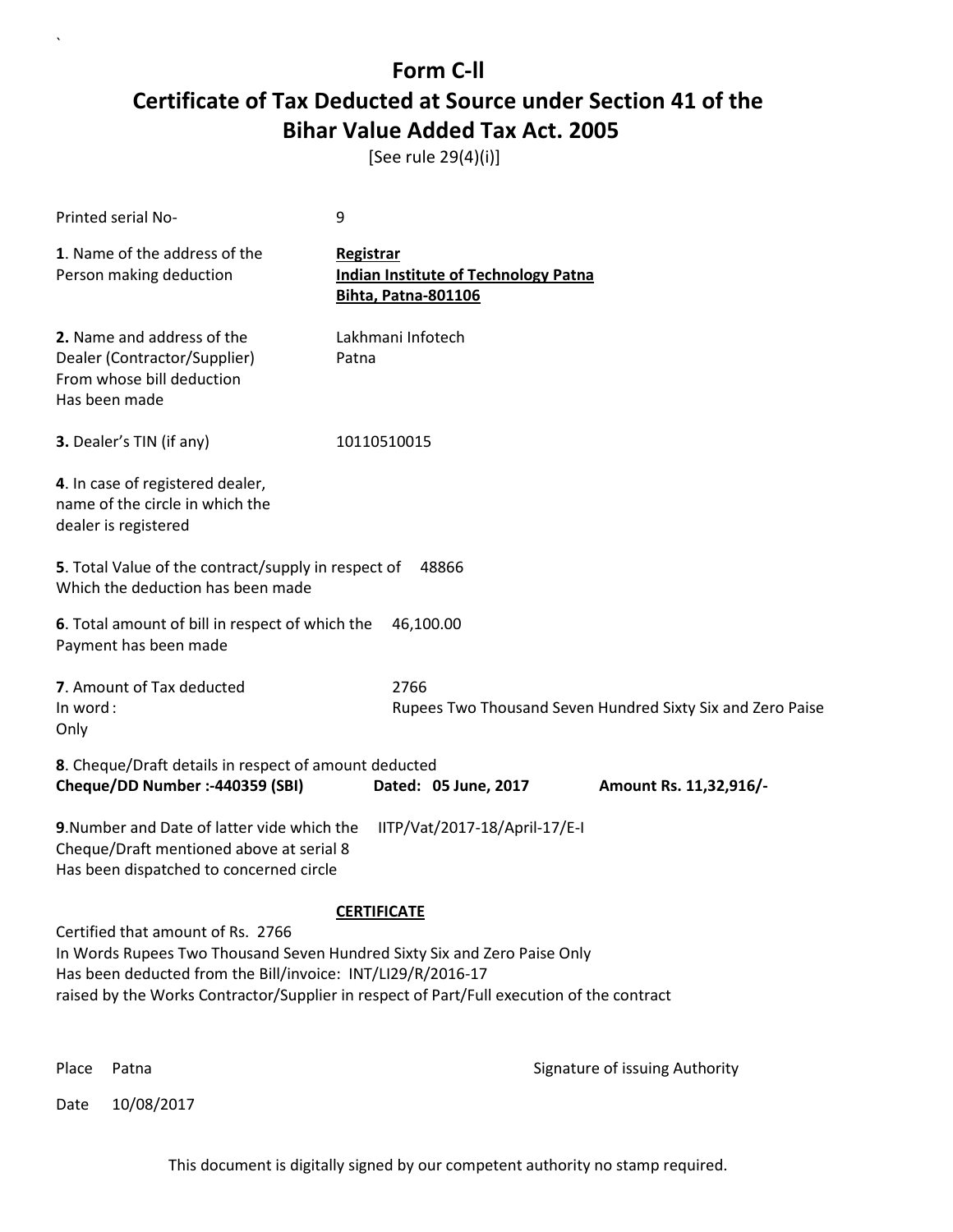# Form C-ll

# Certificate of Tax Deducted at Source under Section 41 of the Bihar Value Added Tax Act. 2005

[See rule 29(4)(i)]

Printed serial No- 9

**1**. Name of the address of the Person making deduction

**Registrar**
**Indian Institute of Technology Patna**
**Bihta, Patna-801106**

**2.** Name and address of the Dealer (Contractor/Supplier) From whose bill deduction Has been made

Lakhmani Infotech
Patna

**3.** Dealer's TIN (if any) 10110510015

**4**. In case of registered dealer, name of the circle in which the dealer is registered

**5**. Total Value of the contract/supply in respect of Which the deduction has been made 48866

**6**. Total amount of bill in respect of which the Payment has been made 46,100.00

**7**. Amount of Tax deducted 2766
In word : Rupees Two Thousand Seven Hundred Sixty Six and Zero Paise
Only

**8**. Cheque/Draft details in respect of amount deducted
**Cheque/DD Number :-440359 (SBI)** **Dated: 05 June, 2017** **Amount Rs. 11,32,916/-**

**9**.Number and Date of latter vide which the Cheque/Draft mentioned above at serial 8 Has been dispatched to concerned circle IITP/Vat/2017-18/April-17/E-I

**CERTIFICATE**

Certified that amount of Rs. 2766
In Words Rupees Two Thousand Seven Hundred Sixty Six and Zero Paise Only
Has been deducted from the Bill/invoice: INT/LI29/R/2016-17
raised by the Works Contractor/Supplier in respect of Part/Full execution of the contract

Place Patna

Signature of issuing Authority

Date 10/08/2017

This document is digitally signed by our competent authority no stamp required.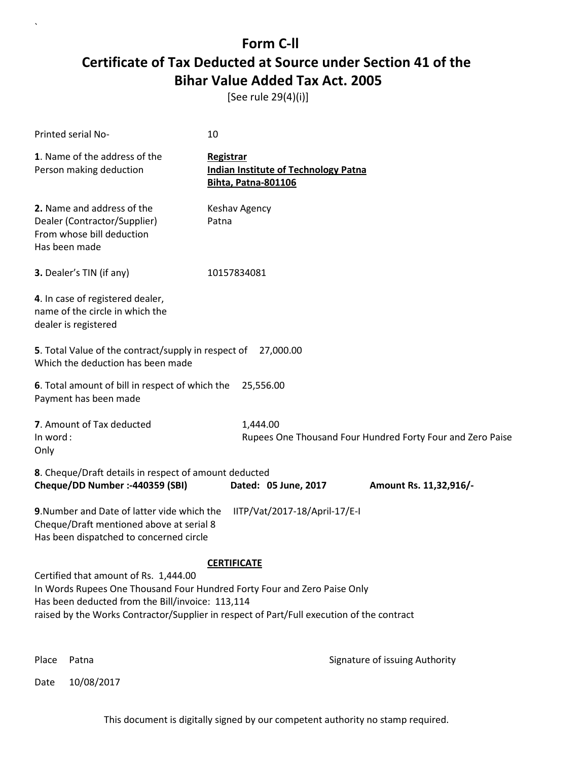# Form C-ll

## Certificate of Tax Deducted at Source under Section 41 of the Bihar Value Added Tax Act. 2005

[See rule 29(4)(i)]

Printed serial No- 10

**1**. Name of the address of the Person making deduction
**Registrar**
**Indian Institute of Technology Patna**
**Bihta, Patna-801106**

**2.** Name and address of the Dealer (Contractor/Supplier) From whose bill deduction Has been made
Keshav Agency
Patna

**3.** Dealer's TIN (if any) 10157834081

**4**. In case of registered dealer, name of the circle in which the dealer is registered

**5**. Total Value of the contract/supply in respect of Which the deduction has been made 27,000.00

**6**. Total amount of bill in respect of which the Payment has been made 25,556.00

**7**. Amount of Tax deducted 1,444.00
In word : Rupees One Thousand Four Hundred Forty Four and Zero Paise
Only

**8**. Cheque/Draft details in respect of amount deducted
**Cheque/DD Number :-440359 (SBI)** **Dated: 05 June, 2017** **Amount Rs. 11,32,916/-**

**9**.Number and Date of latter vide which the Cheque/Draft mentioned above at serial 8 Has been dispatched to concerned circle IITP/Vat/2017-18/April-17/E-I

**CERTIFICATE**

Certified that amount of Rs. 1,444.00
In Words Rupees One Thousand Four Hundred Forty Four and Zero Paise Only
Has been deducted from the Bill/invoice: 113,114
raised by the Works Contractor/Supplier in respect of Part/Full execution of the contract

Place Patna

Signature of issuing Authority

Date 10/08/2017

This document is digitally signed by our competent authority no stamp required.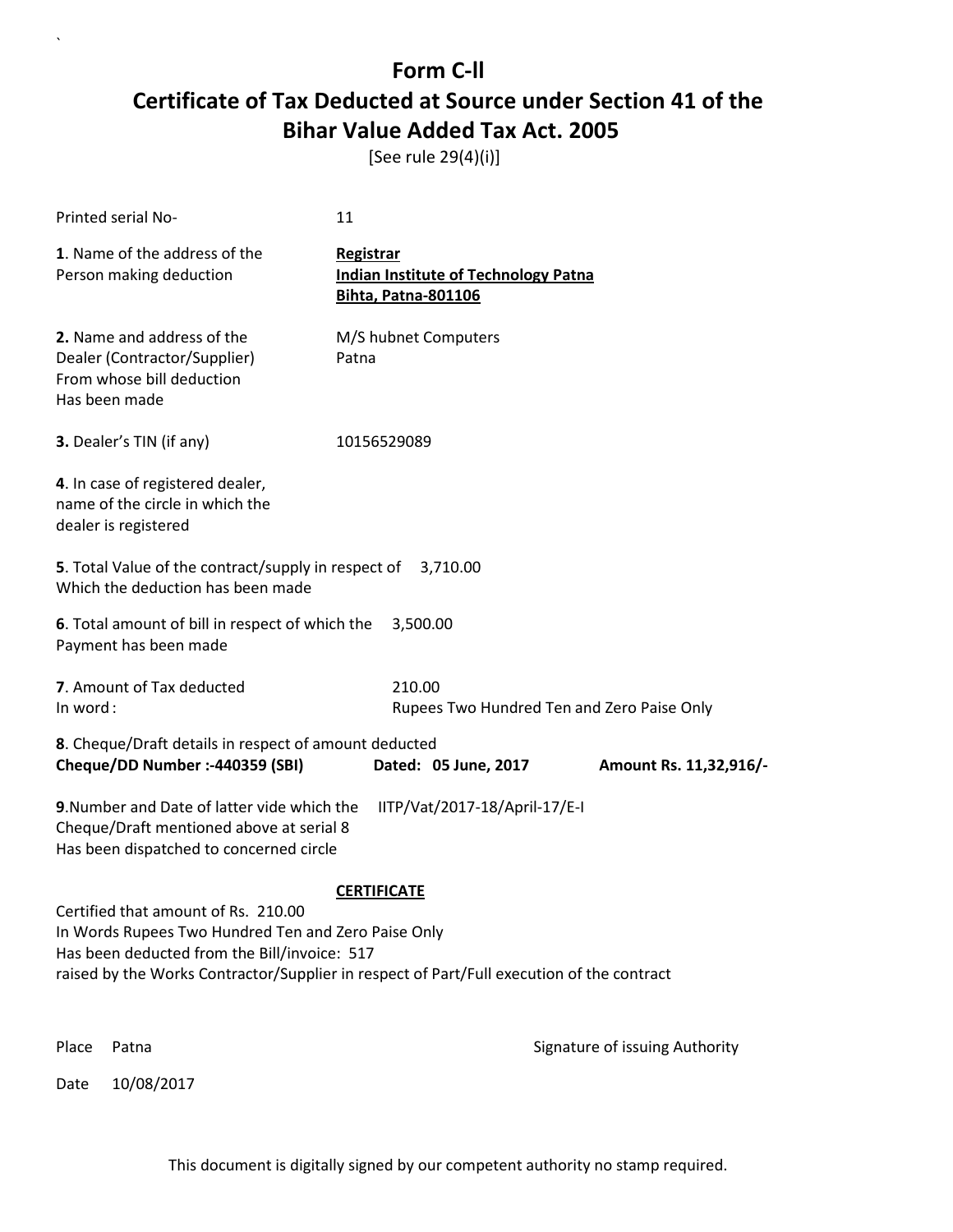# Form C-ll

## Certificate of Tax Deducted at Source under Section 41 of the Bihar Value Added Tax Act. 2005

[See rule 29(4)(i)]

Printed serial No- 11

**1**. Name of the address of the Person making deduction

**Registrar**
**Indian Institute of Technology Patna**
**Bihta, Patna-801106**

**2.** Name and address of the Dealer (Contractor/Supplier) From whose bill deduction Has been made

M/S hubnet Computers
Patna

**3.** Dealer's TIN (if any) 10156529089

**4**. In case of registered dealer, name of the circle in which the dealer is registered

**5**. Total Value of the contract/supply in respect of Which the deduction has been made 3,710.00

**6**. Total amount of bill in respect of which the Payment has been made 3,500.00

**7**. Amount of Tax deducted 210.00
In word : Rupees Two Hundred Ten and Zero Paise Only

**8**. Cheque/Draft details in respect of amount deducted
**Cheque/DD Number :-440359 (SBI)** **Dated: 05 June, 2017** **Amount Rs. 11,32,916/-**

**9**.Number and Date of latter vide which the Cheque/Draft mentioned above at serial 8 Has been dispatched to concerned circle IITP/Vat/2017-18/April-17/E-I

**CERTIFICATE**

Certified that amount of Rs. 210.00
In Words Rupees Two Hundred Ten and Zero Paise Only
Has been deducted from the Bill/invoice: 517
raised by the Works Contractor/Supplier in respect of Part/Full execution of the contract

Place Patna

Signature of issuing Authority

Date 10/08/2017

This document is digitally signed by our competent authority no stamp required.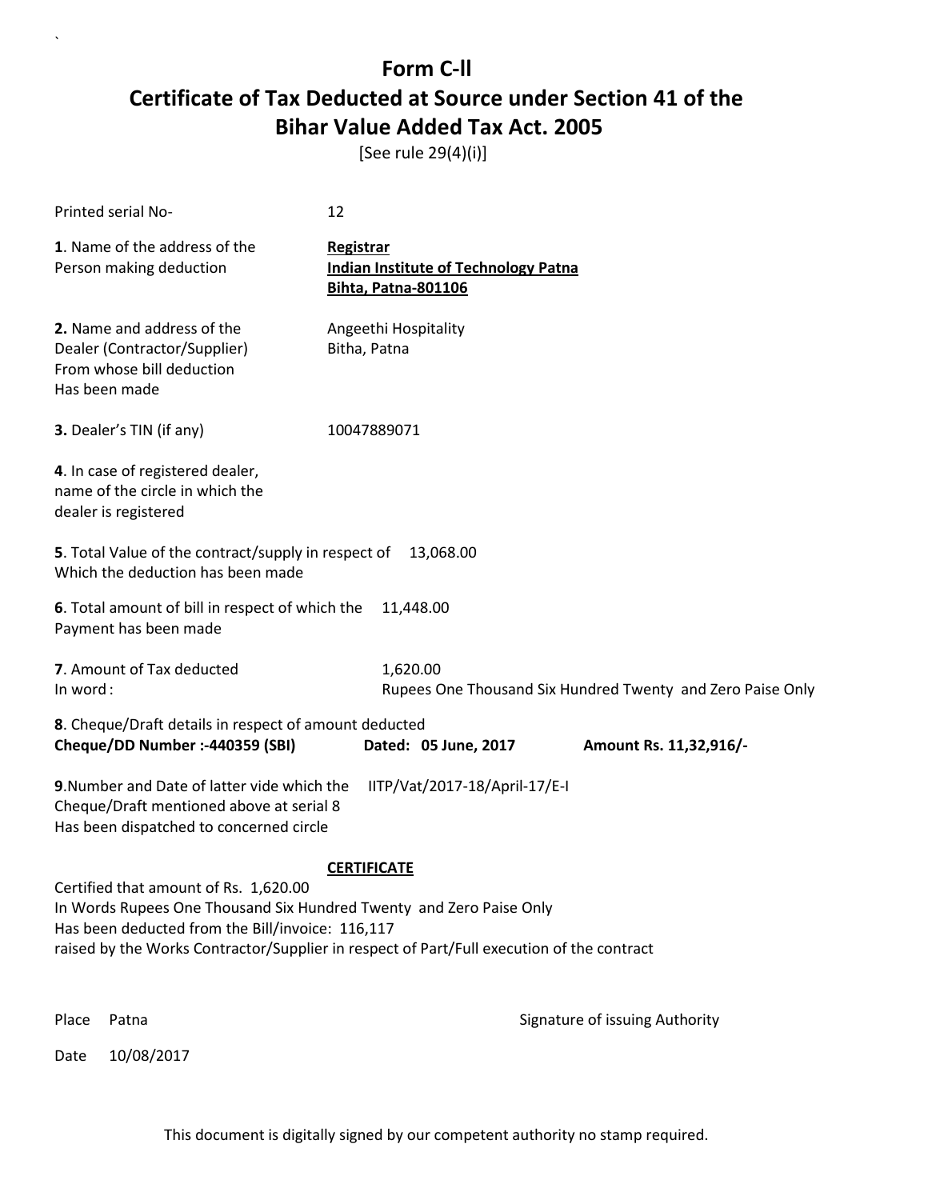# Form C-ll

## Certificate of Tax Deducted at Source under Section 41 of the Bihar Value Added Tax Act. 2005

[See rule 29(4)(i)]

Printed serial No- 12

**1**. Name of the address of the Person making deduction

**Registrar**
**Indian Institute of Technology Patna**
**Bihta, Patna-801106**

**2.** Name and address of the Dealer (Contractor/Supplier) From whose bill deduction Has been made

Angeethi Hospitality
Bitha, Patna

**3.** Dealer's TIN (if any) 10047889071

**4**. In case of registered dealer, name of the circle in which the dealer is registered

**5**. Total Value of the contract/supply in respect of Which the deduction has been made 13,068.00

**6**. Total amount of bill in respect of which the Payment has been made 11,448.00

**7**. Amount of Tax deducted 1,620.00
In word : Rupees One Thousand Six Hundred Twenty and Zero Paise Only

**8**. Cheque/Draft details in respect of amount deducted
**Cheque/DD Number :-440359 (SBI)** **Dated: 05 June, 2017** **Amount Rs. 11,32,916/-**

**9**.Number and Date of latter vide which the Cheque/Draft mentioned above at serial 8 Has been dispatched to concerned circle IITP/Vat/2017-18/April-17/E-I

**CERTIFICATE**

Certified that amount of Rs. 1,620.00
In Words Rupees One Thousand Six Hundred Twenty and Zero Paise Only
Has been deducted from the Bill/invoice: 116,117
raised by the Works Contractor/Supplier in respect of Part/Full execution of the contract

Place Patna

Signature of issuing Authority

Date 10/08/2017

This document is digitally signed by our competent authority no stamp required.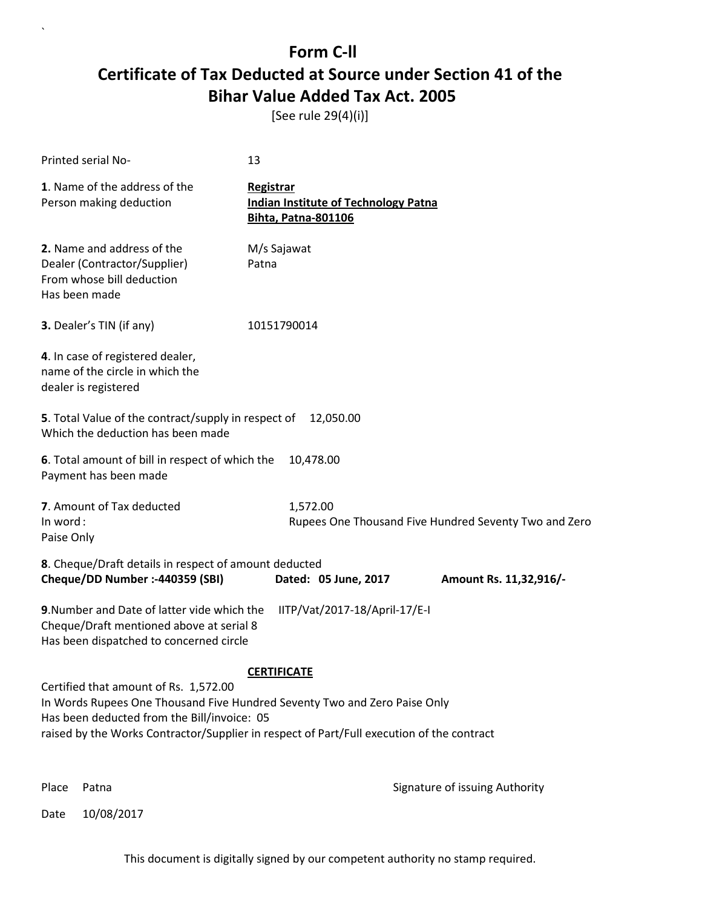# Form C-ll

## Certificate of Tax Deducted at Source under Section 41 of the Bihar Value Added Tax Act. 2005

[See rule 29(4)(i)]

Printed serial No- 13

**1**. Name of the address of the Person making deduction

**Registrar**
**Indian Institute of Technology Patna**
**Bihta, Patna-801106**

**2.** Name and address of the Dealer (Contractor/Supplier) From whose bill deduction Has been made

M/s Sajawat
Patna

**3.** Dealer's TIN (if any) 10151790014

**4**. In case of registered dealer, name of the circle in which the dealer is registered

**5**. Total Value of the contract/supply in respect of Which the deduction has been made 12,050.00

**6**. Total amount of bill in respect of which the Payment has been made 10,478.00

**7**. Amount of Tax deducted 1,572.00
In word : Rupees One Thousand Five Hundred Seventy Two and Zero Paise Only

**8**. Cheque/Draft details in respect of amount deducted
**Cheque/DD Number :-440359 (SBI) Dated: 05 June, 2017 Amount Rs. 11,32,916/-**

**9**.Number and Date of latter vide which the Cheque/Draft mentioned above at serial 8 Has been dispatched to concerned circle IITP/Vat/2017-18/April-17/E-I

**CERTIFICATE**

Certified that amount of Rs. 1,572.00
In Words Rupees One Thousand Five Hundred Seventy Two and Zero Paise Only
Has been deducted from the Bill/invoice: 05
raised by the Works Contractor/Supplier in respect of Part/Full execution of the contract

Place Patna

Signature of issuing Authority

Date 10/08/2017

This document is digitally signed by our competent authority no stamp required.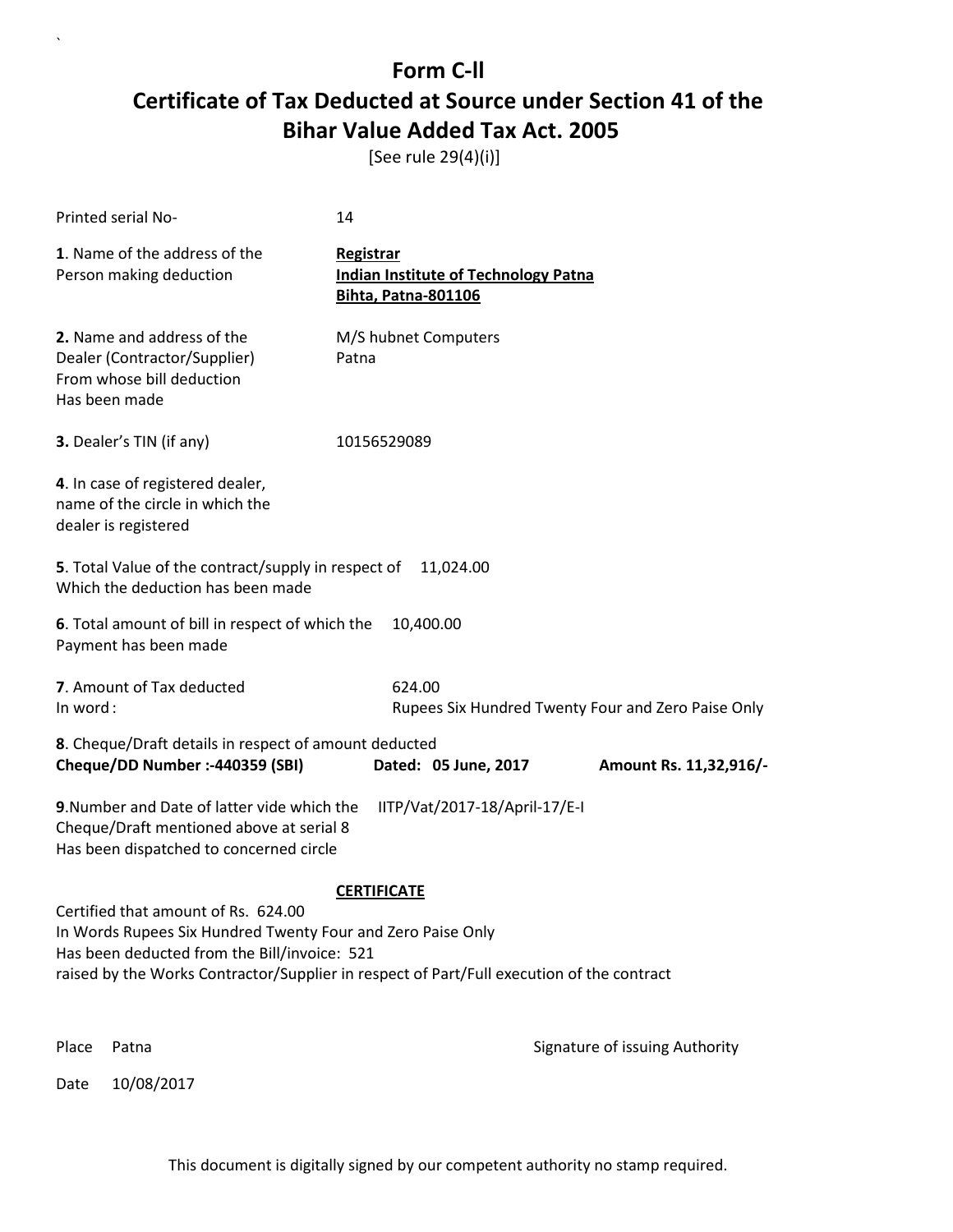# Form C-ll

## Certificate of Tax Deducted at Source under Section 41 of the Bihar Value Added Tax Act. 2005

[See rule 29(4)(i)]

Printed serial No- 14

**1**. Name of the address of the Person making deduction

**Registrar**
**Indian Institute of Technology Patna**
**Bihta, Patna-801106**

**2.** Name and address of the Dealer (Contractor/Supplier) From whose bill deduction Has been made

M/S hubnet Computers
Patna

**3.** Dealer's TIN (if any) 10156529089

**4**. In case of registered dealer, name of the circle in which the dealer is registered

**5**. Total Value of the contract/supply in respect of Which the deduction has been made 11,024.00

**6**. Total amount of bill in respect of which the Payment has been made 10,400.00

**7**. Amount of Tax deducted 624.00
In word : Rupees Six Hundred Twenty Four and Zero Paise Only

**8**. Cheque/Draft details in respect of amount deducted
**Cheque/DD Number :-440359 (SBI)** **Dated: 05 June, 2017** **Amount Rs. 11,32,916/-**

**9**.Number and Date of latter vide which the Cheque/Draft mentioned above at serial 8 Has been dispatched to concerned circle IITP/Vat/2017-18/April-17/E-I

**CERTIFICATE**

Certified that amount of Rs. 624.00
In Words Rupees Six Hundred Twenty Four and Zero Paise Only
Has been deducted from the Bill/invoice: 521
raised by the Works Contractor/Supplier in respect of Part/Full execution of the contract

Place Patna

Signature of issuing Authority

Date 10/08/2017

This document is digitally signed by our competent authority no stamp required.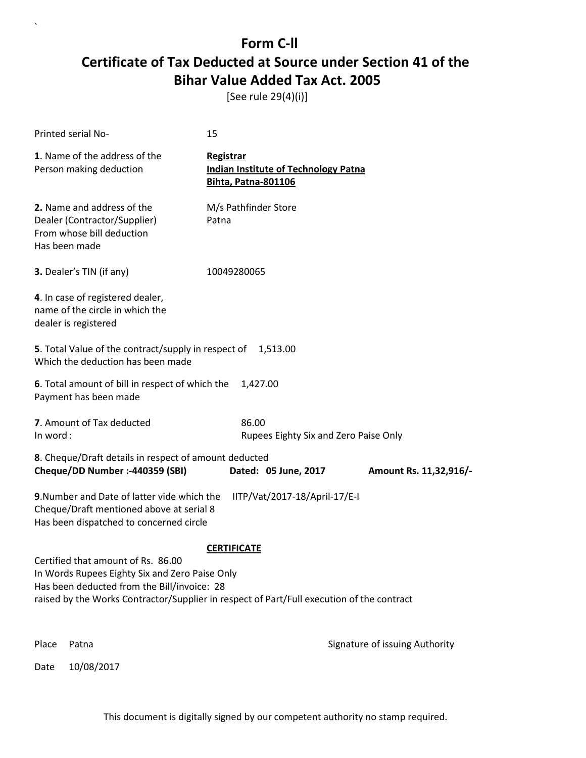# Form C-ll

## Certificate of Tax Deducted at Source under Section 41 of the Bihar Value Added Tax Act. 2005

[See rule 29(4)(i)]

Printed serial No- 15

**1**. Name of the address of the Person making deduction

**Registrar**
**Indian Institute of Technology Patna**
**Bihta, Patna-801106**

**2.** Name and address of the Dealer (Contractor/Supplier) From whose bill deduction Has been made

M/s Pathfinder Store
Patna

**3.** Dealer's TIN (if any) 10049280065

**4**. In case of registered dealer, name of the circle in which the dealer is registered

**5**. Total Value of the contract/supply in respect of Which the deduction has been made 1,513.00

**6**. Total amount of bill in respect of which the Payment has been made 1,427.00

**7**. Amount of Tax deducted 86.00
In word : Rupees Eighty Six and Zero Paise Only

**8**. Cheque/Draft details in respect of amount deducted
**Cheque/DD Number :-440359 (SBI)** **Dated: 05 June, 2017** **Amount Rs. 11,32,916/-**

**9**.Number and Date of latter vide which the Cheque/Draft mentioned above at serial 8 Has been dispatched to concerned circle IITP/Vat/2017-18/April-17/E-I

**CERTIFICATE**

Certified that amount of Rs. 86.00
In Words Rupees Eighty Six and Zero Paise Only
Has been deducted from the Bill/invoice: 28
raised by the Works Contractor/Supplier in respect of Part/Full execution of the contract

Place Patna

Signature of issuing Authority

Date 10/08/2017

This document is digitally signed by our competent authority no stamp required.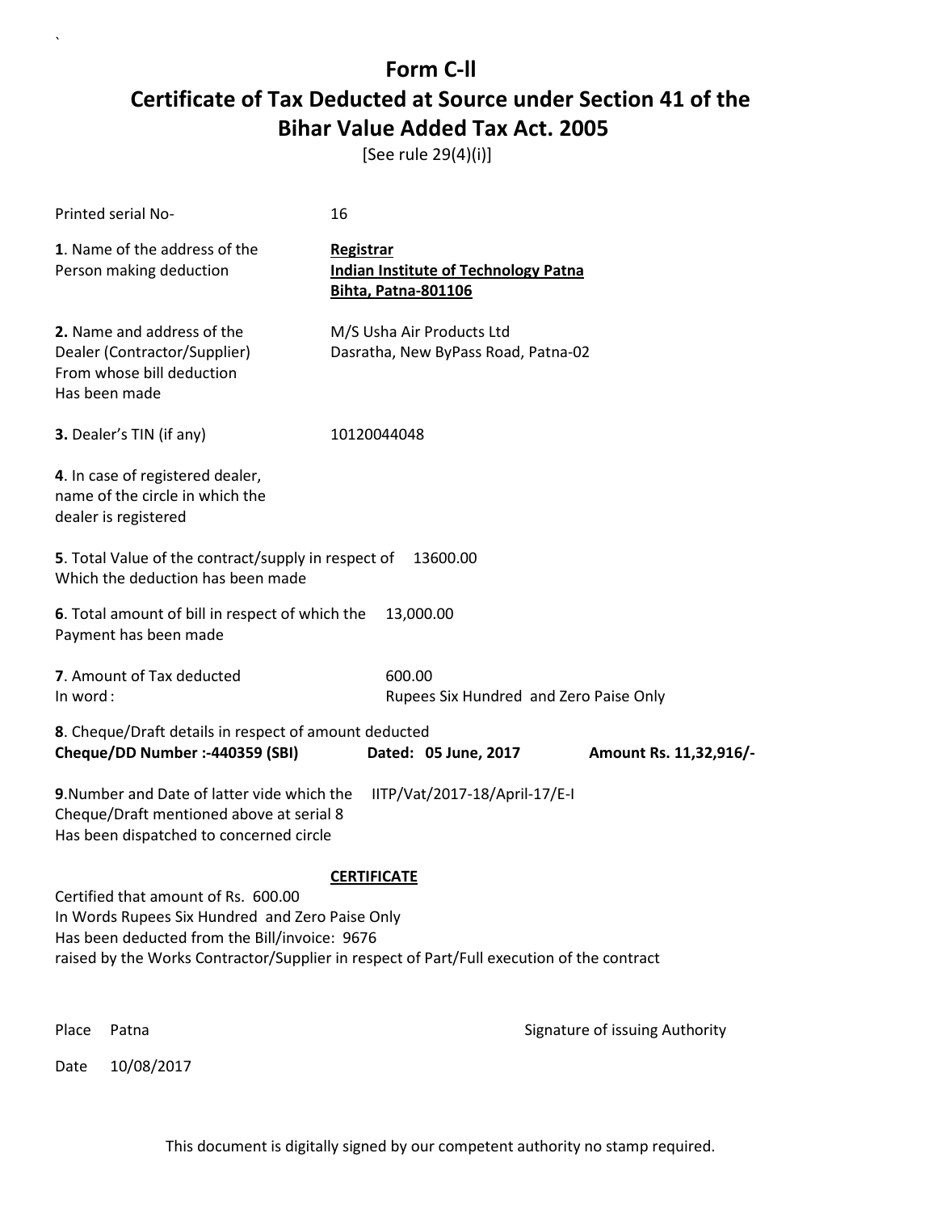# Form C-ll

## Certificate of Tax Deducted at Source under Section 41 of the Bihar Value Added Tax Act. 2005

[See rule 29(4)(i)]

Printed serial No- 16

**1**. Name of the address of the Person making deduction

**Registrar**
**Indian Institute of Technology Patna**
**Bihta, Patna-801106**

**2.** Name and address of the Dealer (Contractor/Supplier) From whose bill deduction Has been made

M/S Usha Air Products Ltd
Dasratha, New ByPass Road, Patna-02

**3.** Dealer's TIN (if any) 10120044048

**4**. In case of registered dealer, name of the circle in which the dealer is registered

**5**. Total Value of the contract/supply in respect of Which the deduction has been made 13600.00

**6**. Total amount of bill in respect of which the Payment has been made 13,000.00

**7**. Amount of Tax deducted 600.00
In word : Rupees Six Hundred and Zero Paise Only

**8**. Cheque/Draft details in respect of amount deducted
**Cheque/DD Number :-440359 (SBI) Dated: 05 June, 2017 Amount Rs. 11,32,916/-**

**9**.Number and Date of latter vide which the Cheque/Draft mentioned above at serial 8 Has been dispatched to concerned circle IITP/Vat/2017-18/April-17/E-I

**CERTIFICATE**

Certified that amount of Rs. 600.00
In Words Rupees Six Hundred and Zero Paise Only
Has been deducted from the Bill/invoice: 9676
raised by the Works Contractor/Supplier in respect of Part/Full execution of the contract

Place Patna

Signature of issuing Authority

Date 10/08/2017

This document is digitally signed by our competent authority no stamp required.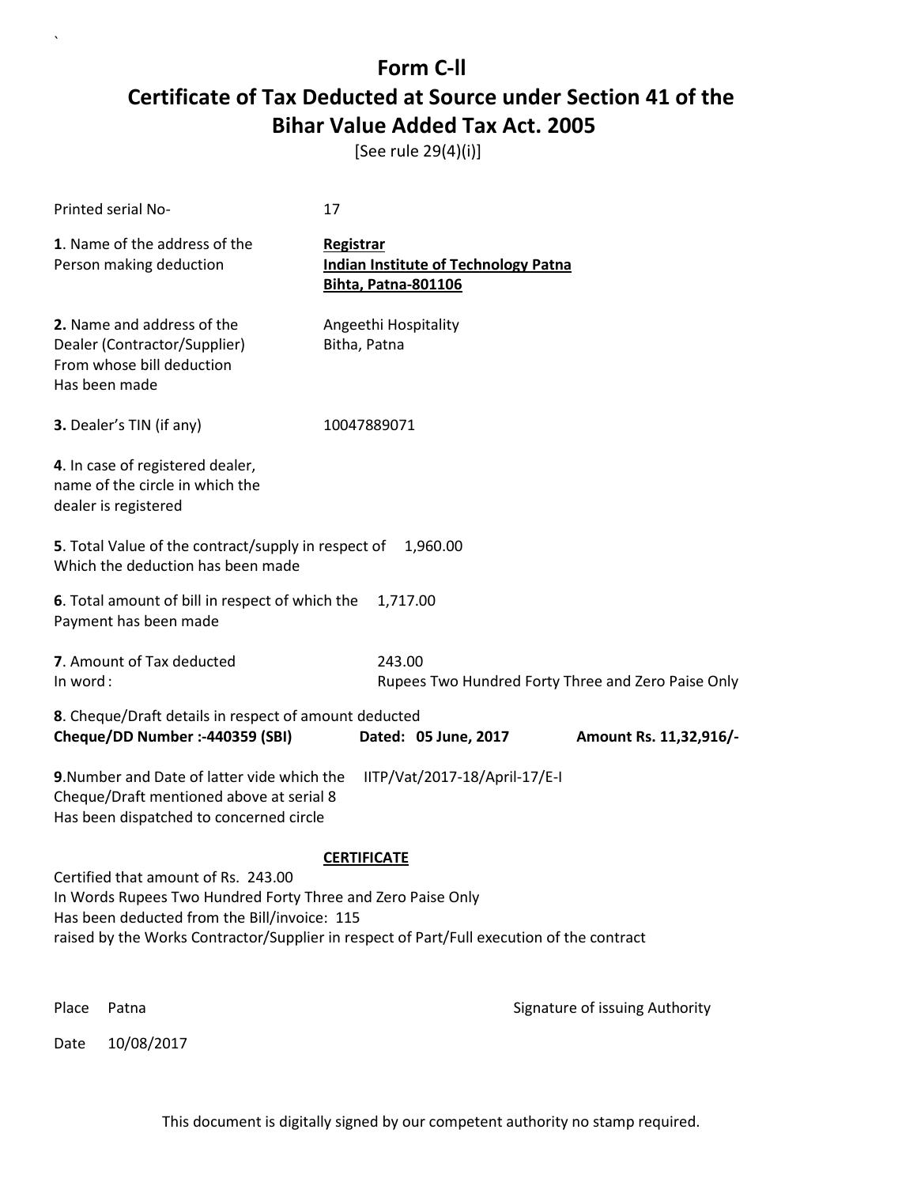# Form C-ll

# Certificate of Tax Deducted at Source under Section 41 of the Bihar Value Added Tax Act. 2005

[See rule 29(4)(i)]

Printed serial No- 17

**1**. Name of the address of the Person making deduction

**Registrar**
**Indian Institute of Technology Patna**
**Bihta, Patna-801106**

**2.** Name and address of the Dealer (Contractor/Supplier) From whose bill deduction Has been made

Angeethi Hospitality
Bitha, Patna

**3.** Dealer's TIN (if any) 10047889071

**4**. In case of registered dealer, name of the circle in which the dealer is registered

**5**. Total Value of the contract/supply in respect of Which the deduction has been made 1,960.00

**6**. Total amount of bill in respect of which the Payment has been made 1,717.00

**7**. Amount of Tax deducted 243.00
In word : Rupees Two Hundred Forty Three and Zero Paise Only

**8**. Cheque/Draft details in respect of amount deducted
**Cheque/DD Number :-440359 (SBI)** **Dated: 05 June, 2017** **Amount Rs. 11,32,916/-**

**9**.Number and Date of latter vide which the Cheque/Draft mentioned above at serial 8 Has been dispatched to concerned circle IITP/Vat/2017-18/April-17/E-I

**CERTIFICATE**

Certified that amount of Rs. 243.00
In Words Rupees Two Hundred Forty Three and Zero Paise Only
Has been deducted from the Bill/invoice: 115
raised by the Works Contractor/Supplier in respect of Part/Full execution of the contract

Place Patna

Signature of issuing Authority

Date 10/08/2017

This document is digitally signed by our competent authority no stamp required.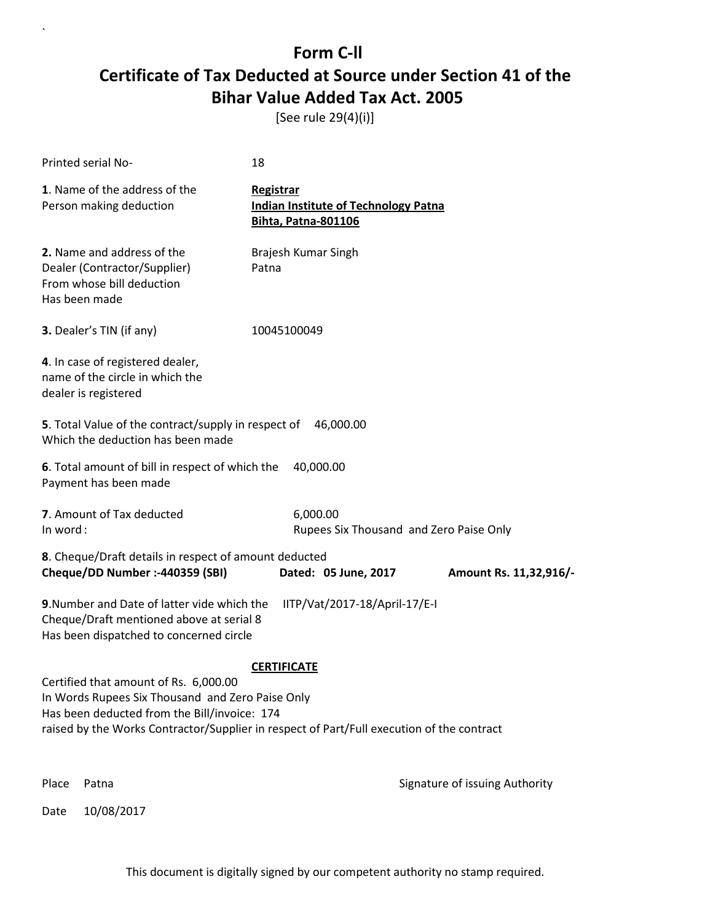# Form C-ll

# Certificate of Tax Deducted at Source under Section 41 of the Bihar Value Added Tax Act. 2005

[See rule 29(4)(i)]

Printed serial No- 18

**1**. Name of the address of the Person making deduction — **Registrar**
**Indian Institute of Technology Patna**
**Bihta, Patna-801106**

**2.** Name and address of the Dealer (Contractor/Supplier) From whose bill deduction Has been made — Brajesh Kumar Singh
Patna

**3.** Dealer's TIN (if any) — 10045100049

**4**. In case of registered dealer, name of the circle in which the dealer is registered

**5**. Total Value of the contract/supply in respect of Which the deduction has been made — 46,000.00

**6**. Total amount of bill in respect of which the Payment has been made — 40,000.00

**7**. Amount of Tax deducted — 6,000.00
In word : Rupees Six Thousand and Zero Paise Only

**8**. Cheque/Draft details in respect of amount deducted
**Cheque/DD Number :-440359 (SBI)** **Dated: 05 June, 2017** **Amount Rs. 11,32,916/-**

**9**.Number and Date of latter vide which the Cheque/Draft mentioned above at serial 8 Has been dispatched to concerned circle — IITP/Vat/2017-18/April-17/E-I

**CERTIFICATE**

Certified that amount of Rs. 6,000.00
In Words Rupees Six Thousand and Zero Paise Only
Has been deducted from the Bill/invoice: 174
raised by the Works Contractor/Supplier in respect of Part/Full execution of the contract

Place Patna

Signature of issuing Authority

Date 10/08/2017

This document is digitally signed by our competent authority no stamp required.